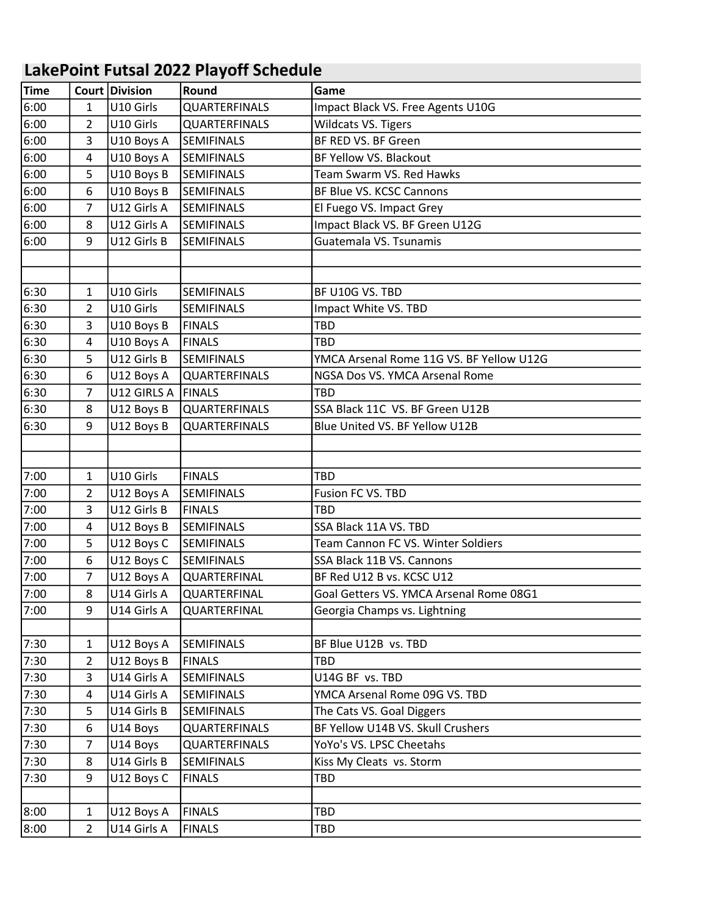# LakePoint Futsal 2022 Playoff Schedule

| Time | Court | Division | Round | Game |
|---|---|---|---|---|
| 6:00 | 1 | U10 Girls | QUARTERFINALS | Impact Black VS. Free Agents U10G |
| 6:00 | 2 | U10 Girls | QUARTERFINALS | Wildcats VS. Tigers |
| 6:00 | 3 | U10 Boys A | SEMIFINALS | BF RED VS. BF Green |
| 6:00 | 4 | U10 Boys A | SEMIFINALS | BF Yellow VS. Blackout |
| 6:00 | 5 | U10 Boys B | SEMIFINALS | Team Swarm VS. Red Hawks |
| 6:00 | 6 | U10 Boys B | SEMIFINALS | BF Blue VS. KCSC Cannons |
| 6:00 | 7 | U12 Girls A | SEMIFINALS | El Fuego VS. Impact Grey |
| 6:00 | 8 | U12 Girls A | SEMIFINALS | Impact Black VS. BF Green U12G |
| 6:00 | 9 | U12 Girls B | SEMIFINALS | Guatemala VS. Tsunamis |
| | | | | |
| | | | | |
| 6:30 | 1 | U10 Girls | SEMIFINALS | BF U10G VS. TBD |
| 6:30 | 2 | U10 Girls | SEMIFINALS | Impact White VS. TBD |
| 6:30 | 3 | U10 Boys B | FINALS | TBD |
| 6:30 | 4 | U10 Boys A | FINALS | TBD |
| 6:30 | 5 | U12 Girls B | SEMIFINALS | YMCA Arsenal Rome 11G VS. BF Yellow U12G |
| 6:30 | 6 | U12 Boys A | QUARTERFINALS | NGSA Dos VS. YMCA Arsenal Rome |
| 6:30 | 7 | U12 GIRLS A | FINALS | TBD |
| 6:30 | 8 | U12 Boys B | QUARTERFINALS | SSA Black 11C VS. BF Green U12B |
| 6:30 | 9 | U12 Boys B | QUARTERFINALS | Blue United VS. BF Yellow U12B |
| | | | | |
| | | | | |
| 7:00 | 1 | U10 Girls | FINALS | TBD |
| 7:00 | 2 | U12 Boys A | SEMIFINALS | Fusion FC VS. TBD |
| 7:00 | 3 | U12 Girls B | FINALS | TBD |
| 7:00 | 4 | U12 Boys B | SEMIFINALS | SSA Black 11A VS. TBD |
| 7:00 | 5 | U12 Boys C | SEMIFINALS | Team Cannon FC VS. Winter Soldiers |
| 7:00 | 6 | U12 Boys C | SEMIFINALS | SSA Black 11B VS. Cannons |
| 7:00 | 7 | U12 Boys A | QUARTERFINAL | BF Red U12 B vs. KCSC U12 |
| 7:00 | 8 | U14 Girls A | QUARTERFINAL | Goal Getters VS. YMCA Arsenal Rome 08G1 |
| 7:00 | 9 | U14 Girls A | QUARTERFINAL | Georgia Champs vs. Lightning |
| | | | | |
| 7:30 | 1 | U12 Boys A | SEMIFINALS | BF Blue U12B vs. TBD |
| 7:30 | 2 | U12 Boys B | FINALS | TBD |
| 7:30 | 3 | U14 Girls A | SEMIFINALS | U14G BF vs. TBD |
| 7:30 | 4 | U14 Girls A | SEMIFINALS | YMCA Arsenal Rome 09G VS. TBD |
| 7:30 | 5 | U14 Girls B | SEMIFINALS | The Cats VS. Goal Diggers |
| 7:30 | 6 | U14 Boys | QUARTERFINALS | BF Yellow U14B VS. Skull Crushers |
| 7:30 | 7 | U14 Boys | QUARTERFINALS | YoYo's VS. LPSC Cheetahs |
| 7:30 | 8 | U14 Girls B | SEMIFINALS | Kiss My Cleats vs. Storm |
| 7:30 | 9 | U12 Boys C | FINALS | TBD |
| | | | | |
| 8:00 | 1 | U12 Boys A | FINALS | TBD |
| 8:00 | 2 | U14 Girls A | FINALS | TBD |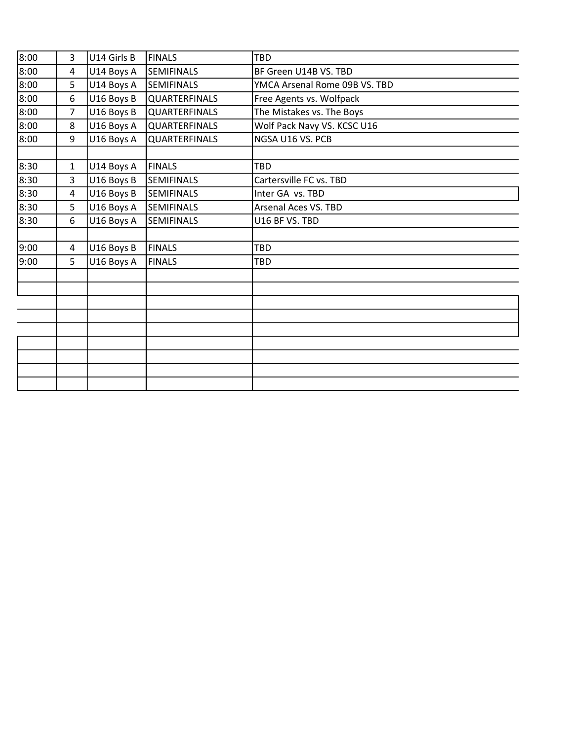| | | | | |
|---|---|---|---|---|
| 8:00 | 3 | U14 Girls B | FINALS | TBD |
| 8:00 | 4 | U14 Boys A | SEMIFINALS | BF Green U14B VS. TBD |
| 8:00 | 5 | U14 Boys A | SEMIFINALS | YMCA Arsenal Rome 09B VS. TBD |
| 8:00 | 6 | U16 Boys B | QUARTERFINALS | Free Agents vs. Wolfpack |
| 8:00 | 7 | U16 Boys B | QUARTERFINALS | The Mistakes vs. The Boys |
| 8:00 | 8 | U16 Boys A | QUARTERFINALS | Wolf Pack Navy VS. KCSC U16 |
| 8:00 | 9 | U16 Boys A | QUARTERFINALS | NGSA U16 VS. PCB |
| | | | | |
| 8:30 | 1 | U14 Boys A | FINALS | TBD |
| 8:30 | 3 | U16 Boys B | SEMIFINALS | Cartersville FC vs. TBD |
| 8:30 | 4 | U16 Boys B | SEMIFINALS | Inter GA vs. TBD |
| 8:30 | 5 | U16 Boys A | SEMIFINALS | Arsenal Aces VS. TBD |
| 8:30 | 6 | U16 Boys A | SEMIFINALS | U16 BF VS. TBD |
| | | | | |
| 9:00 | 4 | U16 Boys B | FINALS | TBD |
| 9:00 | 5 | U16 Boys A | FINALS | TBD |